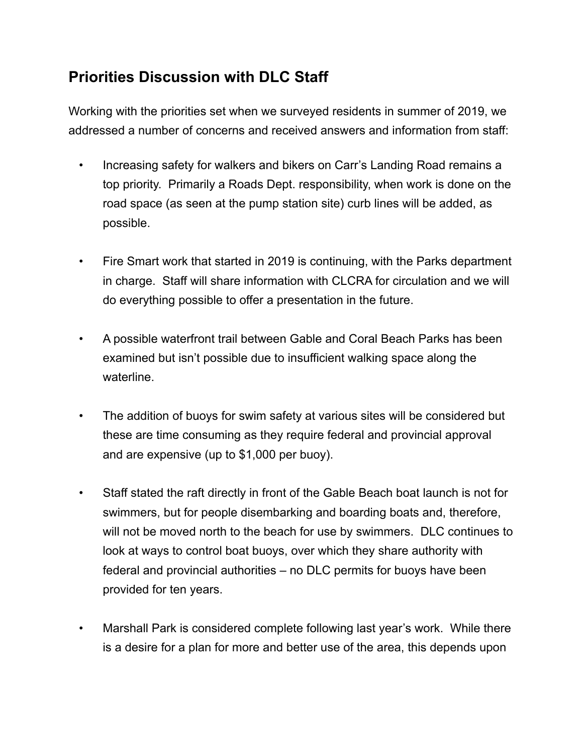## Priorities Discussion with DLC Staff

Working with the priorities set when we surveyed residents in summer of 2019, we addressed a number of concerns and received answers and information from staff:

- Increasing safety for walkers and bikers on Carr's Landing Road remains a top priority. Primarily a Roads Dept. responsibility, when work is done on the road space (as seen at the pump station site) curb lines will be added, as possible.

- Fire Smart work that started in 2019 is continuing, with the Parks department in charge. Staff will share information with CLCRA for circulation and we will do everything possible to offer a presentation in the future.

- A possible waterfront trail between Gable and Coral Beach Parks has been examined but isn't possible due to insufficient walking space along the waterline.

- The addition of buoys for swim safety at various sites will be considered but these are time consuming as they require federal and provincial approval and are expensive (up to $1,000 per buoy).

- Staff stated the raft directly in front of the Gable Beach boat launch is not for swimmers, but for people disembarking and boarding boats and, therefore, will not be moved north to the beach for use by swimmers. DLC continues to look at ways to control boat buoys, over which they share authority with federal and provincial authorities – no DLC permits for buoys have been provided for ten years.

- Marshall Park is considered complete following last year's work. While there is a desire for a plan for more and better use of the area, this depends upon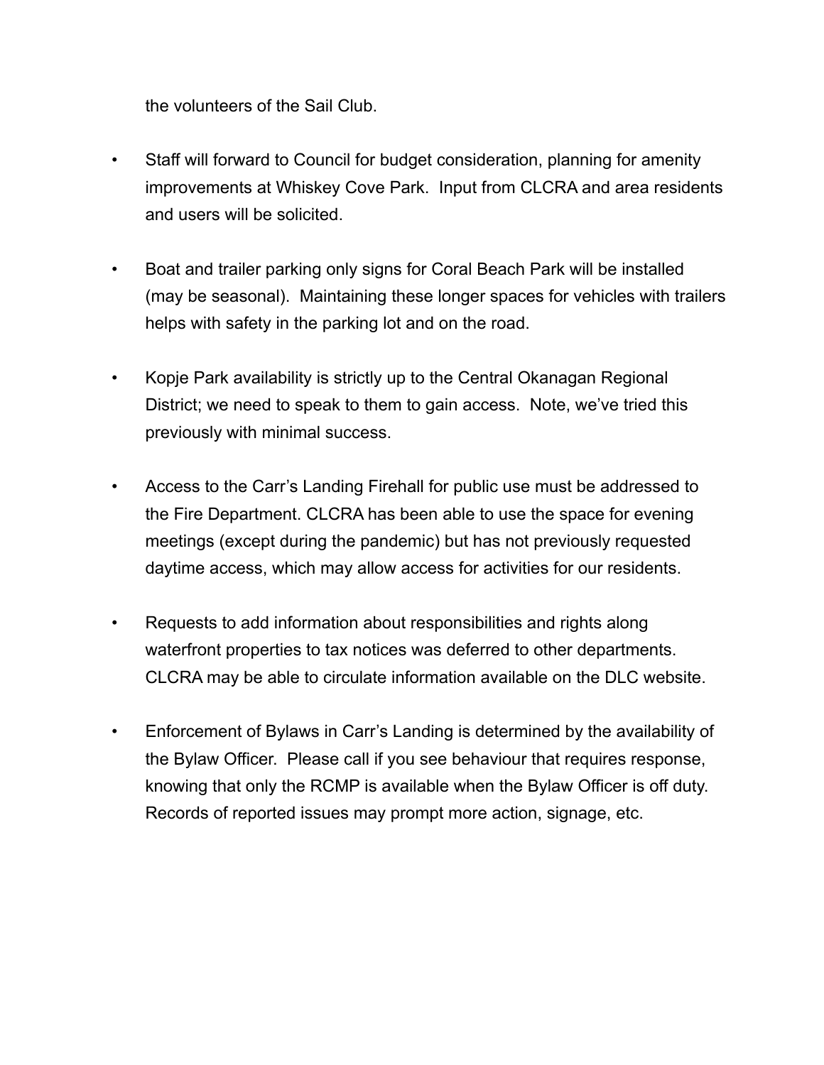the volunteers of the Sail Club.

- Staff will forward to Council for budget consideration, planning for amenity improvements at Whiskey Cove Park. Input from CLCRA and area residents and users will be solicited.

- Boat and trailer parking only signs for Coral Beach Park will be installed (may be seasonal). Maintaining these longer spaces for vehicles with trailers helps with safety in the parking lot and on the road.

- Kopje Park availability is strictly up to the Central Okanagan Regional District; we need to speak to them to gain access. Note, we've tried this previously with minimal success.

- Access to the Carr's Landing Firehall for public use must be addressed to the Fire Department. CLCRA has been able to use the space for evening meetings (except during the pandemic) but has not previously requested daytime access, which may allow access for activities for our residents.

- Requests to add information about responsibilities and rights along waterfront properties to tax notices was deferred to other departments. CLCRA may be able to circulate information available on the DLC website.

- Enforcement of Bylaws in Carr's Landing is determined by the availability of the Bylaw Officer. Please call if you see behaviour that requires response, knowing that only the RCMP is available when the Bylaw Officer is off duty. Records of reported issues may prompt more action, signage, etc.